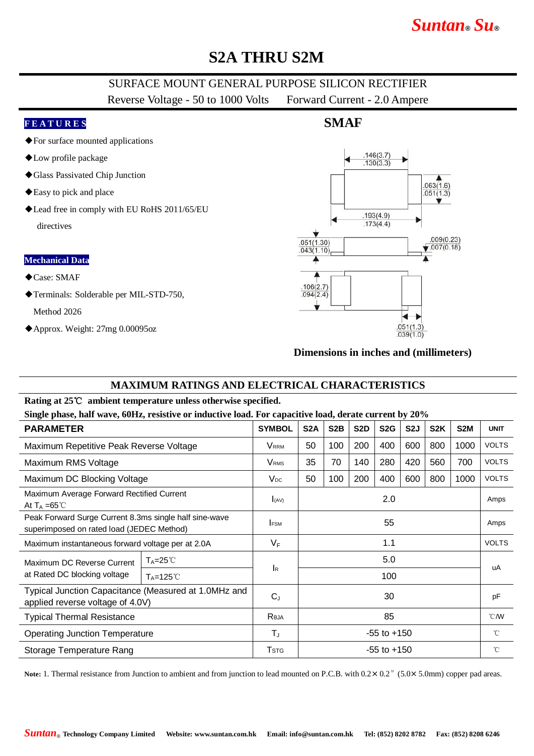Suntan® Su®

# S2A THRU S2M

## SURFACE MOUNT GENERAL PURPOSE SILICON RECTIFIER

Reverse Voltage - 50 to 1000 Volts     Forward Current - 2.0 Ampere

### FEATURES

- ◆For surface mounted applications
- ◆Low profile package
- ◆Glass Passivated Chip Junction
- ◆Easy to pick and place
- ◆Lead free in comply with EU RoHS 2011/65/EU directives

### Mechanical Data

- ◆Case: SMAF
- ◆Terminals: Solderable per MIL-STD-750, Method 2026
- ◆Approx. Weight: 27mg 0.00095oz

### SMAF

.146(3.7) .130(3.3)
.063(1.6) .051(1.3)
.193(4.9) .173(4.4)
.051(1.30) .043(1.10)
.009(0.23) .007(0.18)
.106(2.7) .094(2.4)
.051(1.3) .039(1.0)

**Dimensions in inches and (millimeters)**

## MAXIMUM RATINGS AND ELECTRICAL CHARACTERISTICS

**Rating at 25℃ ambient temperature unless otherwise specified.**

**Single phase, half wave, 60Hz, resistive or inductive load. For capacitive load, derate current by 20%**

| PARAMETER | | SYMBOL | S2A | S2B | S2D | S2G | S2J | S2K | S2M | UNIT |
|---|---|---|---|---|---|---|---|---|---|---|
| Maximum Repetitive Peak Reverse Voltage | | $V_{RRM}$ | 50 | 100 | 200 | 400 | 600 | 800 | 1000 | VOLTS |
| Maximum RMS Voltage | | $V_{RMS}$ | 35 | 70 | 140 | 280 | 420 | 560 | 700 | VOLTS |
| Maximum DC Blocking Voltage | | $V_{DC}$ | 50 | 100 | 200 | 400 | 600 | 800 | 1000 | VOLTS |
| Maximum Average Forward Rectified Current At $T_A$ =65℃ | | $I_{(AV)}$ | 2.0 | | | | | | | Amps |
| Peak Forward Surge Current 8.3ms single half sine-wave superimposed on rated load (JEDEC Method) | | $I_{FSM}$ | 55 | | | | | | | Amps |
| Maximum instantaneous forward voltage per at 2.0A | | $V_F$ | 1.1 | | | | | | | VOLTS |
| Maximum DC Reverse Current at Rated DC blocking voltage | $T_A$=25℃ | $I_R$ | 5.0 | | | | | | | uA |
| | $T_A$=125℃ | | 100 | | | | | | | |
| Typical Junction Capacitance (Measured at 1.0MHz and applied reverse voltage of 4.0V) | | $C_J$ | 30 | | | | | | | pF |
| Typical Thermal Resistance | | $R_{\theta JA}$ | 85 | | | | | | | ℃/W |
| Operating Junction Temperature | | $T_J$ | -55 to +150 | | | | | | | ℃ |
| Storage Temperature Rang | | $T_{STG}$ | -55 to +150 | | | | | | | ℃ |

**Note:** 1. Thermal resistance from Junction to ambient and from junction to lead mounted on P.C.B. with 0.2× 0.2″ (5.0× 5.0mm) copper pad areas.

Suntan® Technology Company Limited   Website: www.suntan.com.hk   Email: info@suntan.com.hk   Tel: (852) 8202 8782   Fax: (852) 8208 6246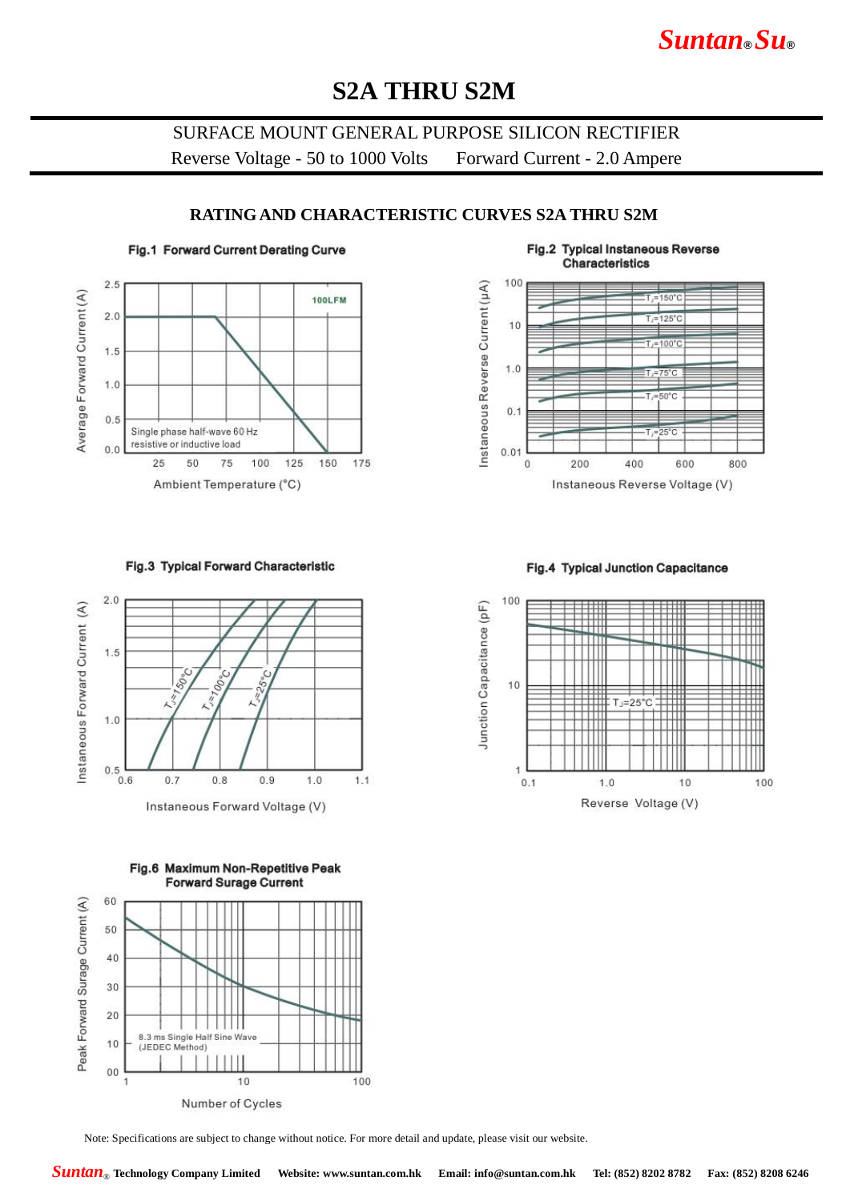# S2A THRU S2M

SURFACE MOUNT GENERAL PURPOSE SILICON RECTIFIER

Reverse Voltage - 50 to 1000 Volts    Forward Current - 2.0 Ampere

## RATING AND CHARACTERISTIC CURVES S2A THRU S2M

**Fig.1 Forward Current Derating Curve**

Average Forward Current (A)

2.5
2.0
1.5
1.0
0.5
0.0

25 50 75 100 125 150 175

Ambient Temperature (°C)

100LFM

Single phase half-wave 60 Hz
resistive or inductive load

**Fig.2 Typical Instaneous Reverse Characteristics**

Instaneous Reverse Current (μA)

100
10
1.0
0.1
0.01

0 200 400 600 800

Instaneous Reverse Voltage (V)

$T_J$=150°C
$T_J$=125°C
$T_J$=100°C
$T_J$=75°C
$T_J$=50°C
$T_J$=25°C

**Fig.3 Typical Forward Characteristic**

Instaneous Forward Current (A)

2.0
1.5
1.0
0.5

0.6 0.7 0.8 0.9 1.0 1.1

Instaneous Forward Voltage (V)

$T_J$=150°C
$T_J$=100°C
$T_J$=25°C

**Fig.4 Typical Junction Capacitance**

Junction Capacitance (pF)

100
10
1

0.1 1.0 10 100

Reverse Voltage (V)

$T_J$=25°C

**Fig.6 Maximum Non-Repetitive Peak Forward Surage Current**

Peak Forward Surage Current (A)

60
50
40
30
20
10
00

1 10 100

Number of Cycles

8.3 ms Single Half Sine Wave
(JEDEC Method)

Note: Specifications are subject to change without notice. For more detail and update, please visit our website.

Suntan® Technology Company Limited    Website: www.suntan.com.hk    Email: info@suntan.com.hk    Tel: (852) 8202 8782    Fax: (852) 8208 6246